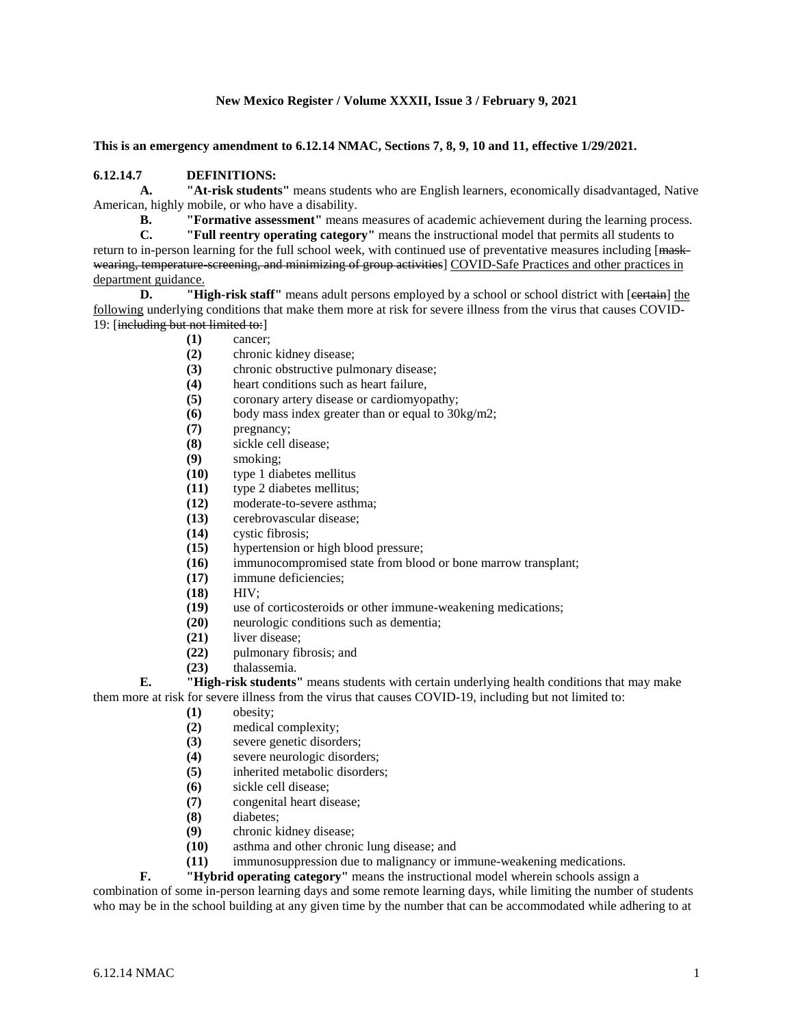**This is an emergency amendment to 6.12.14 NMAC, Sections 7, 8, 9, 10 and 11, effective 1/29/2021.**

**6.12.14.7 DEFINITIONS:**

**A. "At-risk students"** means students who are English learners, economically disadvantaged, Native American, highly mobile, or who have a disability.

**B. "Formative assessment"** means measures of academic achievement during the learning process.

**C. "Full reentry operating category"** means the instructional model that permits all students to return to in-person learning for the full school week, with continued use of preventative measures including [~~mask-wearing, temperature-screening, and minimizing of group activities~~] COVID-Safe Practices and other practices in department guidance.

**D. "High-risk staff"** means adult persons employed by a school or school district with [~~certain~~] the following underlying conditions that make them more at risk for severe illness from the virus that causes COVID-19: [~~including but not limited to:~~]

- **(1)** cancer;
- **(2)** chronic kidney disease;
- **(3)** chronic obstructive pulmonary disease;
- **(4)** heart conditions such as heart failure,
- **(5)** coronary artery disease or cardiomyopathy;
- **(6)** body mass index greater than or equal to 30kg/m2;
- **(7)** pregnancy;
- **(8)** sickle cell disease;
- **(9)** smoking;
- **(10)** type 1 diabetes mellitus
- **(11)** type 2 diabetes mellitus;
- **(12)** moderate-to-severe asthma;
- **(13)** cerebrovascular disease;
- **(14)** cystic fibrosis;
- **(15)** hypertension or high blood pressure;
- **(16)** immunocompromised state from blood or bone marrow transplant;
- **(17)** immune deficiencies;
- **(18)** HIV;
- **(19)** use of corticosteroids or other immune-weakening medications;
- **(20)** neurologic conditions such as dementia;
- **(21)** liver disease;
- **(22)** pulmonary fibrosis; and
- **(23)** thalassemia.

**E. "High-risk students"** means students with certain underlying health conditions that may make them more at risk for severe illness from the virus that causes COVID-19, including but not limited to:

- **(1)** obesity;
- **(2)** medical complexity;
- **(3)** severe genetic disorders;
- **(4)** severe neurologic disorders;
- **(5)** inherited metabolic disorders;
- **(6)** sickle cell disease;
- **(7)** congenital heart disease;
- **(8)** diabetes;
- **(9)** chronic kidney disease;
- **(10)** asthma and other chronic lung disease; and
- **(11)** immunosuppression due to malignancy or immune-weakening medications.

**F. "Hybrid operating category"** means the instructional model wherein schools assign a combination of some in-person learning days and some remote learning days, while limiting the number of students who may be in the school building at any given time by the number that can be accommodated while adhering to at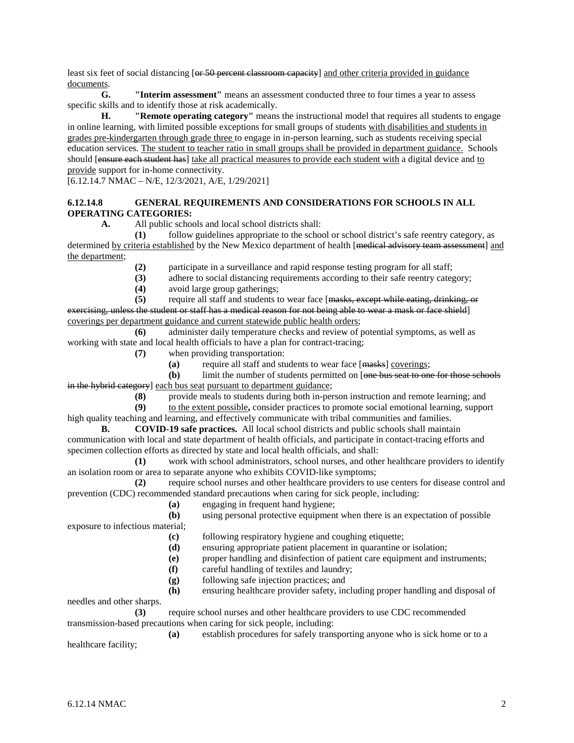least six feet of social distancing [~~or 50 percent classroom capacity~~] and other criteria provided in guidance documents.

**G. "Interim assessment"** means an assessment conducted three to four times a year to assess specific skills and to identify those at risk academically.

**H. "Remote operating category"** means the instructional model that requires all students to engage in online learning, with limited possible exceptions for small groups of students with disabilities and students in grades pre-kindergarten through grade three to engage in in-person learning, such as students receiving special education services. The student to teacher ratio in small groups shall be provided in department guidance. Schools should [~~ensure each student has~~] take all practical measures to provide each student with a digital device and to provide support for in-home connectivity.

[6.12.14.7 NMAC – N/E, 12/3/2021, A/E, 1/29/2021]

**6.12.14.8 GENERAL REQUIREMENTS AND CONSIDERATIONS FOR SCHOOLS IN ALL OPERATING CATEGORIES:**

**A.** All public schools and local school districts shall:

**(1)** follow guidelines appropriate to the school or school district's safe reentry category, as determined by criteria established by the New Mexico department of health [~~medical advisory team assessment~~] and the department;

**(2)** participate in a surveillance and rapid response testing program for all staff;

**(3)** adhere to social distancing requirements according to their safe reentry category;

**(4)** avoid large group gatherings;

**(5)** require all staff and students to wear face [~~masks, except while eating, drinking, or exercising, unless the student or staff has a medical reason for not being able to wear a mask or face shield~~] coverings per department guidance and current statewide public health orders;

**(6)** administer daily temperature checks and review of potential symptoms, as well as working with state and local health officials to have a plan for contract-tracing;

**(7)** when providing transportation:

**(a)** require all staff and students to wear face [~~masks~~] coverings;

**(b)** limit the number of students permitted on [~~one bus seat to one for those schools in the hybrid category~~] each bus seat pursuant to department guidance;

**(8)** provide meals to students during both in-person instruction and remote learning; and

**(9)** to the extent possible**,** consider practices to promote social emotional learning, support high quality teaching and learning, and effectively communicate with tribal communities and families.

**B. COVID-19 safe practices.** All local school districts and public schools shall maintain communication with local and state department of health officials, and participate in contact-tracing efforts and specimen collection efforts as directed by state and local health officials, and shall:

**(1)** work with school administrators, school nurses, and other healthcare providers to identify an isolation room or area to separate anyone who exhibits COVID-like symptoms;

**(2)** require school nurses and other healthcare providers to use centers for disease control and prevention (CDC) recommended standard precautions when caring for sick people, including:

**(a)** engaging in frequent hand hygiene;

**(b)** using personal protective equipment when there is an expectation of possible exposure to infectious material;

**(c)** following respiratory hygiene and coughing etiquette;

**(d)** ensuring appropriate patient placement in quarantine or isolation;

**(e)** proper handling and disinfection of patient care equipment and instruments;

**(f)** careful handling of textiles and laundry;

**(g)** following safe injection practices; and

**(h)** ensuring healthcare provider safety, including proper handling and disposal of needles and other sharps.

**(3)** require school nurses and other healthcare providers to use CDC recommended transmission-based precautions when caring for sick people, including:

**(a)** establish procedures for safely transporting anyone who is sick home or to a healthcare facility;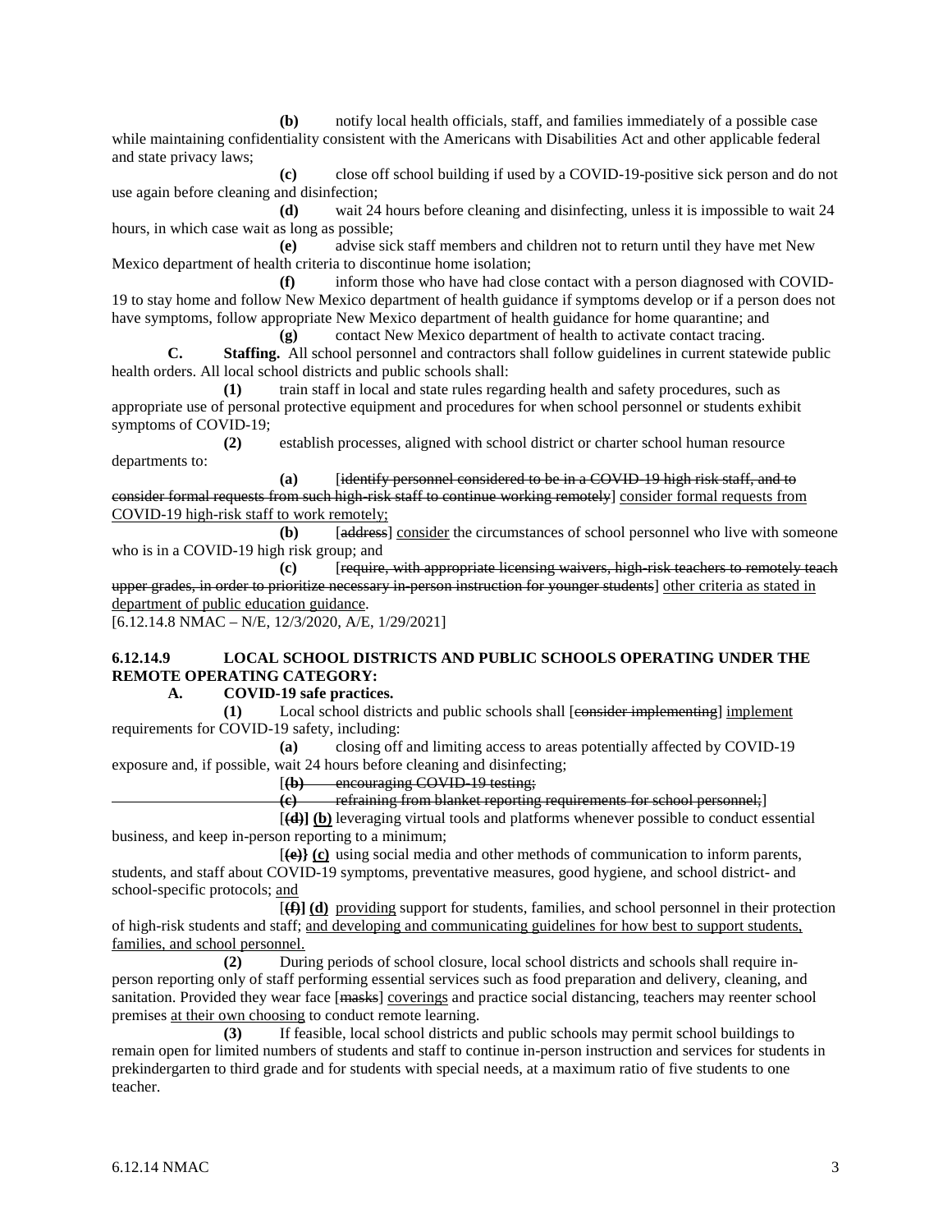**(b)** notify local health officials, staff, and families immediately of a possible case while maintaining confidentiality consistent with the Americans with Disabilities Act and other applicable federal and state privacy laws;

**(c)** close off school building if used by a COVID-19-positive sick person and do not use again before cleaning and disinfection;

**(d)** wait 24 hours before cleaning and disinfecting, unless it is impossible to wait 24 hours, in which case wait as long as possible;

**(e)** advise sick staff members and children not to return until they have met New Mexico department of health criteria to discontinue home isolation;

**(f)** inform those who have had close contact with a person diagnosed with COVID-19 to stay home and follow New Mexico department of health guidance if symptoms develop or if a person does not have symptoms, follow appropriate New Mexico department of health guidance for home quarantine; and

**(g)** contact New Mexico department of health to activate contact tracing.

**C. Staffing.** All school personnel and contractors shall follow guidelines in current statewide public health orders. All local school districts and public schools shall:

**(1)** train staff in local and state rules regarding health and safety procedures, such as appropriate use of personal protective equipment and procedures for when school personnel or students exhibit symptoms of COVID-19;

**(2)** establish processes, aligned with school district or charter school human resource departments to:

**(a)** [~~identify personnel considered to be in a COVID-19 high risk staff, and to consider formal requests from such high-risk staff to continue working remotely~~] <u>consider formal requests from COVID-19 high-risk staff to work remotely;</u>

**(b)** [~~address~~] <u>consider</u> the circumstances of school personnel who live with someone who is in a COVID-19 high risk group; and

**(c)** [~~require, with appropriate licensing waivers, high-risk teachers to remotely teach upper grades, in order to prioritize necessary in-person instruction for younger students~~] <u>other criteria as stated in department of public education guidance</u>.

[6.12.14.8 NMAC – N/E, 12/3/2020, A/E, 1/29/2021]

**6.12.14.9 LOCAL SCHOOL DISTRICTS AND PUBLIC SCHOOLS OPERATING UNDER THE REMOTE OPERATING CATEGORY:**

**A. COVID-19 safe practices.**

**(1)** Local school districts and public schools shall [~~consider implementing~~] <u>implement</u> requirements for COVID-19 safety, including:

**(a)** closing off and limiting access to areas potentially affected by COVID-19 exposure and, if possible, wait 24 hours before cleaning and disinfecting;

[~~**(b)** encouraging COVID-19 testing;~~

~~**(c)** refraining from blanket reporting requirements for school personnel;~~]

[~~**(d)**~~] <u>**(b)**</u> leveraging virtual tools and platforms whenever possible to conduct essential business, and keep in-person reporting to a minimum;

[~~**(e)**~~] <u>**(c)**</u> using social media and other methods of communication to inform parents, students, and staff about COVID-19 symptoms, preventative measures, good hygiene, and school district- and school-specific protocols; <u>and</u>

[~~**(f)**~~] <u>**(d)**</u> <u>providing</u> support for students, families, and school personnel in their protection of high-risk students and staff; <u>and developing and communicating guidelines for how best to support students, families, and school personnel.</u>

**(2)** During periods of school closure, local school districts and schools shall require in-person reporting only of staff performing essential services such as food preparation and delivery, cleaning, and sanitation. Provided they wear face [~~masks~~] <u>coverings</u> and practice social distancing, teachers may reenter school premises <u>at their own choosing</u> to conduct remote learning.

**(3)** If feasible, local school districts and public schools may permit school buildings to remain open for limited numbers of students and staff to continue in-person instruction and services for students in prekindergarten to third grade and for students with special needs, at a maximum ratio of five students to one teacher.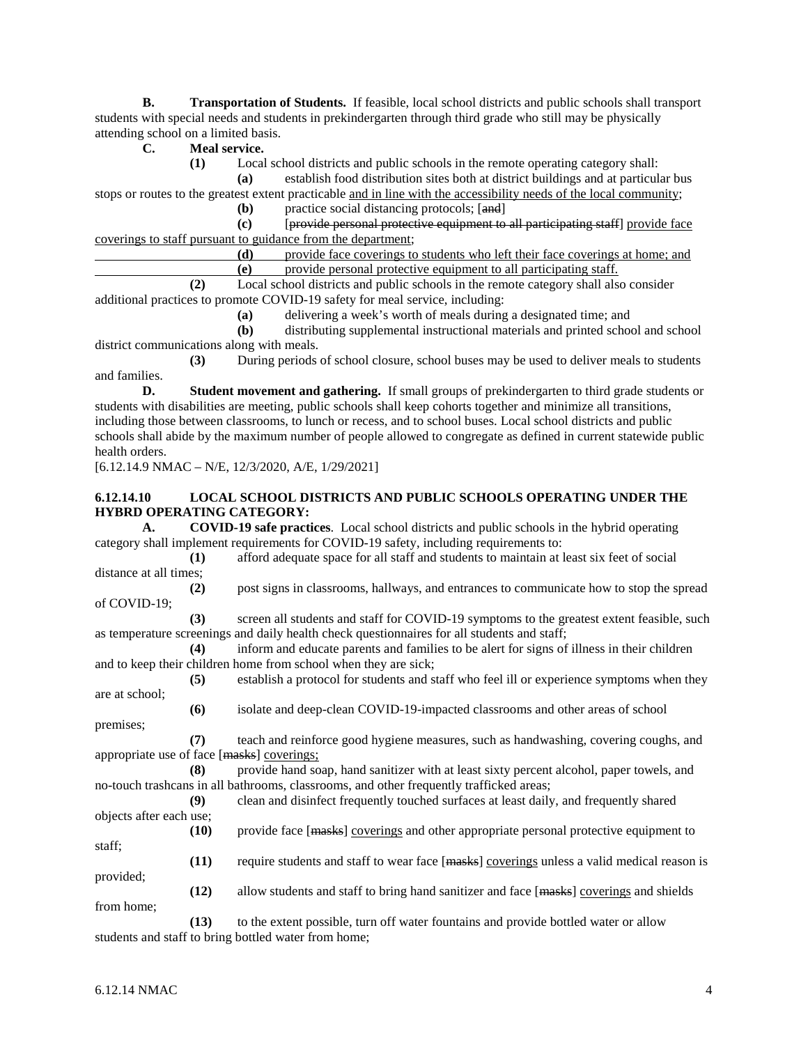**B. Transportation of Students.** If feasible, local school districts and public schools shall transport students with special needs and students in prekindergarten through third grade who still may be physically attending school on a limited basis.

**C. Meal service.**

**(1)** Local school districts and public schools in the remote operating category shall:

**(a)** establish food distribution sites both at district buildings and at particular bus stops or routes to the greatest extent practicable and in line with the accessibility needs of the local community;

**(b)** practice social distancing protocols; [~~and~~]

**(c)** [~~provide personal protective equipment to all participating staff~~] provide face coverings to staff pursuant to guidance from the department;

**(d)** provide face coverings to students who left their face coverings at home; and

**(e)** provide personal protective equipment to all participating staff.

**(2)** Local school districts and public schools in the remote category shall also consider additional practices to promote COVID-19 safety for meal service, including:

**(a)** delivering a week's worth of meals during a designated time; and

**(b)** distributing supplemental instructional materials and printed school and school district communications along with meals.

**(3)** During periods of school closure, school buses may be used to deliver meals to students and families.

**D. Student movement and gathering.** If small groups of prekindergarten to third grade students or students with disabilities are meeting, public schools shall keep cohorts together and minimize all transitions, including those between classrooms, to lunch or recess, and to school buses. Local school districts and public schools shall abide by the maximum number of people allowed to congregate as defined in current statewide public health orders.

[6.12.14.9 NMAC – N/E, 12/3/2020, A/E, 1/29/2021]

**6.12.14.10 LOCAL SCHOOL DISTRICTS AND PUBLIC SCHOOLS OPERATING UNDER THE HYBRD OPERATING CATEGORY:**

**A. COVID-19 safe practices**. Local school districts and public schools in the hybrid operating category shall implement requirements for COVID-19 safety, including requirements to:

**(1)** afford adequate space for all staff and students to maintain at least six feet of social distance at all times;

**(2)** post signs in classrooms, hallways, and entrances to communicate how to stop the spread of COVID-19;

**(3)** screen all students and staff for COVID-19 symptoms to the greatest extent feasible, such as temperature screenings and daily health check questionnaires for all students and staff;

**(4)** inform and educate parents and families to be alert for signs of illness in their children and to keep their children home from school when they are sick;

**(5)** establish a protocol for students and staff who feel ill or experience symptoms when they are at school;

**(6)** isolate and deep-clean COVID-19-impacted classrooms and other areas of school premises;

**(7)** teach and reinforce good hygiene measures, such as handwashing, covering coughs, and appropriate use of face [~~masks~~] coverings;

**(8)** provide hand soap, hand sanitizer with at least sixty percent alcohol, paper towels, and no-touch trashcans in all bathrooms, classrooms, and other frequently trafficked areas;

**(9)** clean and disinfect frequently touched surfaces at least daily, and frequently shared objects after each use;

**(10)** provide face [~~masks~~] coverings and other appropriate personal protective equipment to staff;

**(11)** require students and staff to wear face [~~masks~~] coverings unless a valid medical reason is provided;

**(12)** allow students and staff to bring hand sanitizer and face [~~masks~~] coverings and shields from home;

**(13)** to the extent possible, turn off water fountains and provide bottled water or allow students and staff to bring bottled water from home;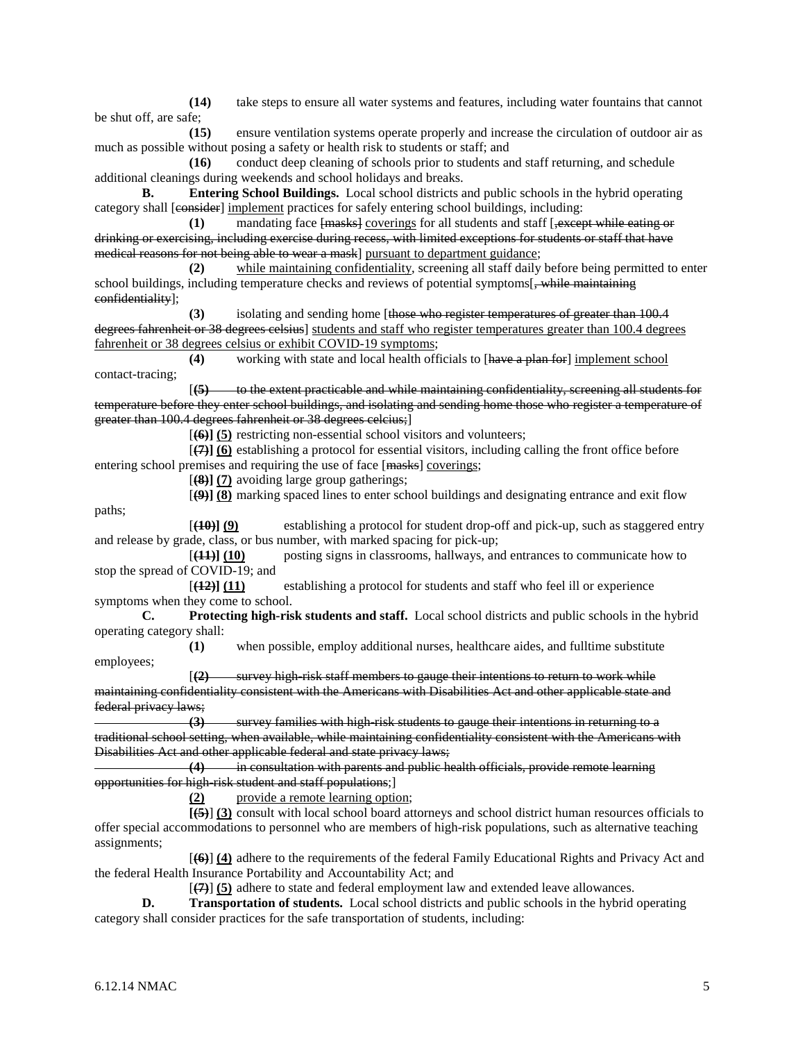**(14)** take steps to ensure all water systems and features, including water fountains that cannot be shut off, are safe;

**(15)** ensure ventilation systems operate properly and increase the circulation of outdoor air as much as possible without posing a safety or health risk to students or staff; and

**(16)** conduct deep cleaning of schools prior to students and staff returning, and schedule additional cleanings during weekends and school holidays and breaks.

**B. Entering School Buildings.** Local school districts and public schools in the hybrid operating category shall [~~consider~~] <u>implement</u> practices for safely entering school buildings, including:

**(1)** mandating face ~~[masks]~~ <u>coverings</u> for all students and staff [~~,except while eating or drinking or exercising, including exercise during recess, with limited exceptions for students or staff that have medical reasons for not being able to wear a mask~~] <u>pursuant to department guidance</u>;

**(2)** <u>while maintaining confidentiality</u>, screening all staff daily before being permitted to enter school buildings, including temperature checks and reviews of potential symptoms[~~, while maintaining confidentiality~~];

**(3)** isolating and sending home [~~those who register temperatures of greater than 100.4 degrees fahrenheit or 38 degrees celsius~~] <u>students and staff who register temperatures greater than 100.4 degrees fahrenheit or 38 degrees celsius or exhibit COVID-19 symptoms</u>;

**(4)** working with state and local health officials to [~~have a plan for~~] <u>implement school</u> contact-tracing;

[~~**(5)** to the extent practicable and while maintaining confidentiality, screening all students for temperature before they enter school buildings, and isolating and sending home those who register a temperature of greater than 100.4 degrees fahrenheit or 38 degrees celcius;~~]

[~~**(6)**~~] <u>**(5)**</u> restricting non-essential school visitors and volunteers;

[~~**(7)**~~] <u>**(6)**</u> establishing a protocol for essential visitors, including calling the front office before entering school premises and requiring the use of face [~~masks~~] <u>coverings</u>;

[~~**(8)**~~] <u>**(7)**</u> avoiding large group gatherings;

[~~**(9)**~~] <u>**(8)**</u> marking spaced lines to enter school buildings and designating entrance and exit flow paths;

[~~**(10)**~~] <u>**(9)**</u> establishing a protocol for student drop-off and pick-up, such as staggered entry and release by grade, class, or bus number, with marked spacing for pick-up;

[~~**(11)**~~] <u>**(10)**</u> posting signs in classrooms, hallways, and entrances to communicate how to stop the spread of COVID-19; and

[~~**(12)**~~] <u>**(11)**</u> establishing a protocol for students and staff who feel ill or experience symptoms when they come to school.

**C. Protecting high-risk students and staff.** Local school districts and public schools in the hybrid operating category shall:

**(1)** when possible, employ additional nurses, healthcare aides, and fulltime substitute employees;

[~~**(2)** survey high-risk staff members to gauge their intentions to return to work while maintaining confidentiality consistent with the Americans with Disabilities Act and other applicable state and federal privacy laws;~~

~~**(3)** survey families with high-risk students to gauge their intentions in returning to a traditional school setting, when available, while maintaining confidentiality consistent with the Americans with Disabilities Act and other applicable federal and state privacy laws;~~

~~**(4)** in consultation with parents and public health officials, provide remote learning opportunities for high-risk student and staff populations;~~]

<u>**(2)**</u> <u>provide a remote learning option</u>;

[~~**(5)**~~] <u>**(3)**</u> consult with local school board attorneys and school district human resources officials to offer special accommodations to personnel who are members of high-risk populations, such as alternative teaching assignments;

[~~**(6)**~~] <u>**(4)**</u> adhere to the requirements of the federal Family Educational Rights and Privacy Act and the federal Health Insurance Portability and Accountability Act; and

[~~**(7)**~~] <u>**(5)**</u> adhere to state and federal employment law and extended leave allowances.

**D. Transportation of students.** Local school districts and public schools in the hybrid operating category shall consider practices for the safe transportation of students, including: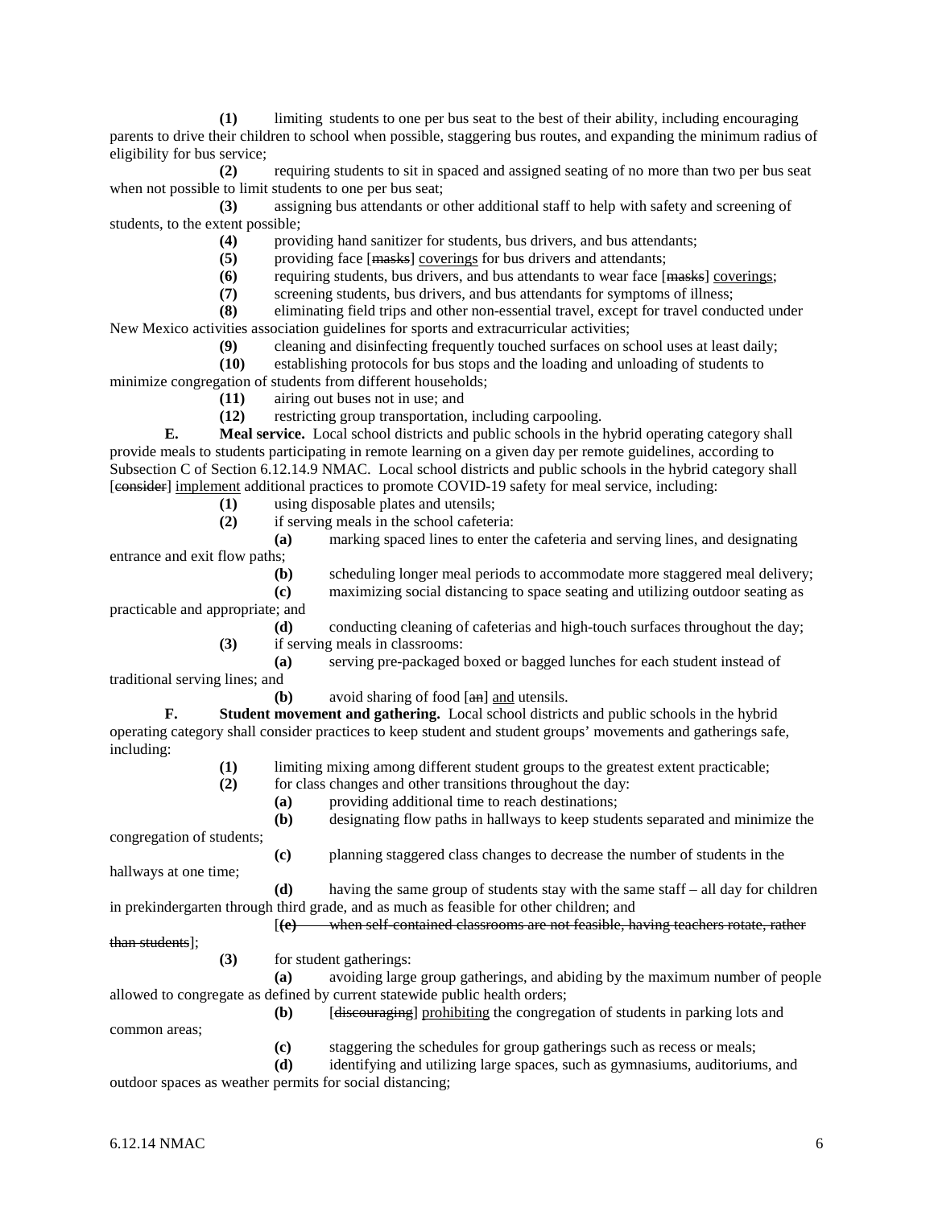**(1)** limiting students to one per bus seat to the best of their ability, including encouraging parents to drive their children to school when possible, staggering bus routes, and expanding the minimum radius of eligibility for bus service;

**(2)** requiring students to sit in spaced and assigned seating of no more than two per bus seat when not possible to limit students to one per bus seat;

**(3)** assigning bus attendants or other additional staff to help with safety and screening of students, to the extent possible;

**(4)** providing hand sanitizer for students, bus drivers, and bus attendants;

**(5)** providing face [~~masks~~] coverings for bus drivers and attendants;

**(6)** requiring students, bus drivers, and bus attendants to wear face [~~masks~~] coverings;

**(7)** screening students, bus drivers, and bus attendants for symptoms of illness;

**(8)** eliminating field trips and other non-essential travel, except for travel conducted under New Mexico activities association guidelines for sports and extracurricular activities;

**(9)** cleaning and disinfecting frequently touched surfaces on school uses at least daily;

**(10)** establishing protocols for bus stops and the loading and unloading of students to minimize congregation of students from different households;

**(11)** airing out buses not in use; and

**(12)** restricting group transportation, including carpooling.

**E. Meal service.** Local school districts and public schools in the hybrid operating category shall provide meals to students participating in remote learning on a given day per remote guidelines, according to Subsection C of Section 6.12.14.9 NMAC. Local school districts and public schools in the hybrid category shall [~~consider~~] implement additional practices to promote COVID-19 safety for meal service, including:

**(1)** using disposable plates and utensils;

**(2)** if serving meals in the school cafeteria:

**(a)** marking spaced lines to enter the cafeteria and serving lines, and designating entrance and exit flow paths;

**(b)** scheduling longer meal periods to accommodate more staggered meal delivery;

**(c)** maximizing social distancing to space seating and utilizing outdoor seating as practicable and appropriate; and

**(d)** conducting cleaning of cafeterias and high-touch surfaces throughout the day;

**(3)** if serving meals in classrooms:

**(a)** serving pre-packaged boxed or bagged lunches for each student instead of traditional serving lines; and

**(b)** avoid sharing of food [~~an~~] and utensils.

**F. Student movement and gathering.** Local school districts and public schools in the hybrid operating category shall consider practices to keep student and student groups' movements and gatherings safe, including:

**(1)** limiting mixing among different student groups to the greatest extent practicable;

**(2)** for class changes and other transitions throughout the day:

**(a)** providing additional time to reach destinations;

**(b)** designating flow paths in hallways to keep students separated and minimize the congregation of students;

**(c)** planning staggered class changes to decrease the number of students in the hallways at one time;

**(d)** having the same group of students stay with the same staff – all day for children in prekindergarten through third grade, and as much as feasible for other children; and

[~~**(e)** when self-contained classrooms are not feasible, having teachers rotate, rather than students~~];

**(3)** for student gatherings:

**(a)** avoiding large group gatherings, and abiding by the maximum number of people allowed to congregate as defined by current statewide public health orders;

**(b)** [~~discouraging~~] prohibiting the congregation of students in parking lots and common areas;

**(c)** staggering the schedules for group gatherings such as recess or meals;

**(d)** identifying and utilizing large spaces, such as gymnasiums, auditoriums, and outdoor spaces as weather permits for social distancing;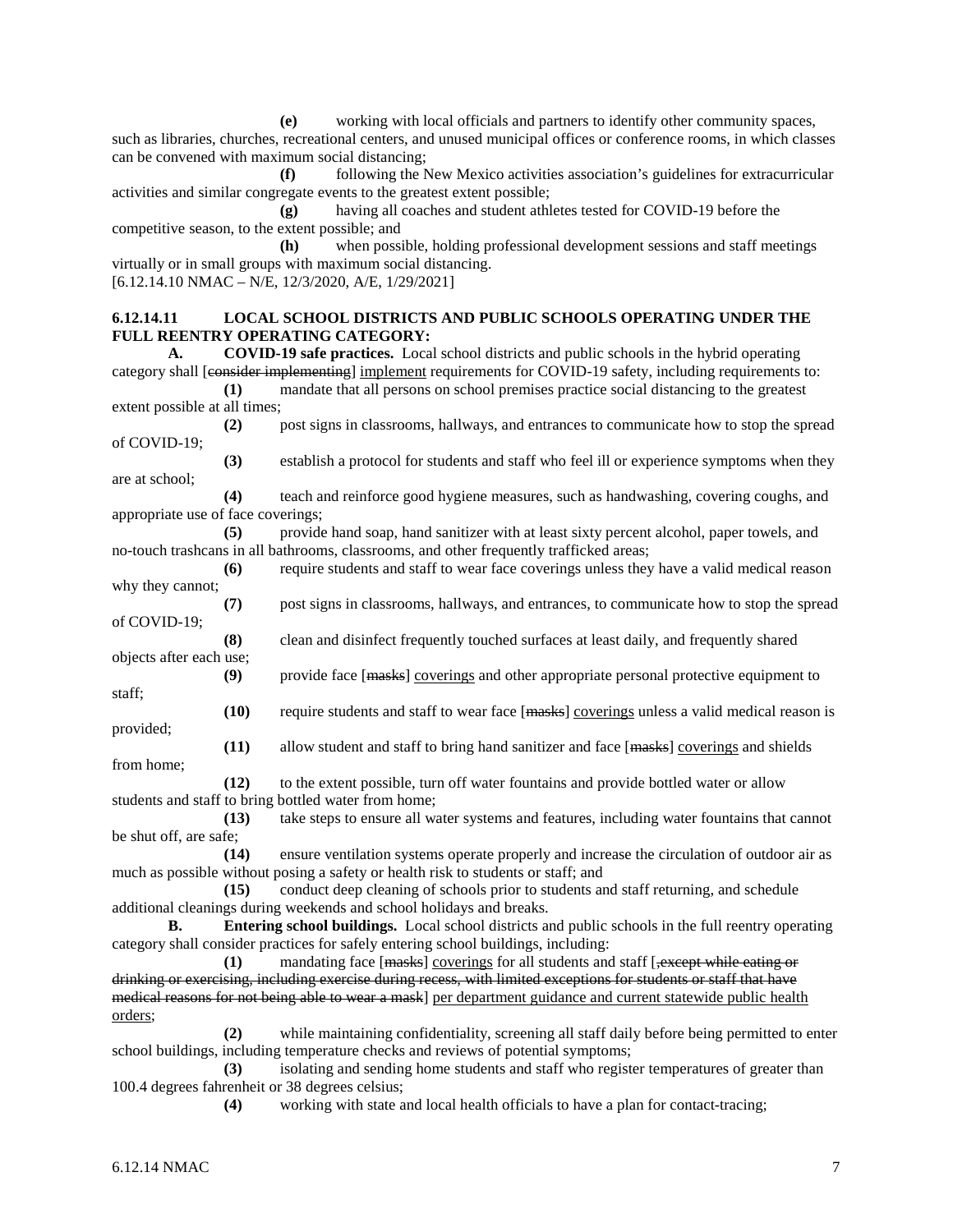**(e)** working with local officials and partners to identify other community spaces, such as libraries, churches, recreational centers, and unused municipal offices or conference rooms, in which classes can be convened with maximum social distancing;

**(f)** following the New Mexico activities association's guidelines for extracurricular activities and similar congregate events to the greatest extent possible;

**(g)** having all coaches and student athletes tested for COVID-19 before the competitive season, to the extent possible; and

**(h)** when possible, holding professional development sessions and staff meetings virtually or in small groups with maximum social distancing.

[6.12.14.10 NMAC – N/E, 12/3/2020, A/E, 1/29/2021]

**6.12.14.11 LOCAL SCHOOL DISTRICTS AND PUBLIC SCHOOLS OPERATING UNDER THE FULL REENTRY OPERATING CATEGORY:**

**A. COVID-19 safe practices.** Local school districts and public schools in the hybrid operating category shall [~~consider implementing~~] <u>implement</u> requirements for COVID-19 safety, including requirements to:

**(1)** mandate that all persons on school premises practice social distancing to the greatest extent possible at all times;

**(2)** post signs in classrooms, hallways, and entrances to communicate how to stop the spread of COVID-19;

**(3)** establish a protocol for students and staff who feel ill or experience symptoms when they are at school;

**(4)** teach and reinforce good hygiene measures, such as handwashing, covering coughs, and appropriate use of face coverings;

**(5)** provide hand soap, hand sanitizer with at least sixty percent alcohol, paper towels, and no-touch trashcans in all bathrooms, classrooms, and other frequently trafficked areas;

**(6)** require students and staff to wear face coverings unless they have a valid medical reason why they cannot;

**(7)** post signs in classrooms, hallways, and entrances, to communicate how to stop the spread of COVID-19;

**(8)** clean and disinfect frequently touched surfaces at least daily, and frequently shared objects after each use;

**(9)** provide face [~~masks~~] <u>coverings</u> and other appropriate personal protective equipment to staff;

**(10)** require students and staff to wear face [~~masks~~] <u>coverings</u> unless a valid medical reason is provided;

**(11)** allow student and staff to bring hand sanitizer and face [~~masks~~] <u>coverings</u> and shields from home;

**(12)** to the extent possible, turn off water fountains and provide bottled water or allow students and staff to bring bottled water from home;

**(13)** take steps to ensure all water systems and features, including water fountains that cannot be shut off, are safe;

**(14)** ensure ventilation systems operate properly and increase the circulation of outdoor air as much as possible without posing a safety or health risk to students or staff; and

**(15)** conduct deep cleaning of schools prior to students and staff returning, and schedule additional cleanings during weekends and school holidays and breaks.

**B. Entering school buildings.** Local school districts and public schools in the full reentry operating category shall consider practices for safely entering school buildings, including:

**(1)** mandating face [~~masks~~] <u>coverings</u> for all students and staff [~~, except while eating or drinking or exercising, including exercise during recess, with limited exceptions for students or staff that have medical reasons for not being able to wear a mask~~] <u>per department guidance and current statewide public health orders</u>;

**(2)** while maintaining confidentiality, screening all staff daily before being permitted to enter school buildings, including temperature checks and reviews of potential symptoms;

**(3)** isolating and sending home students and staff who register temperatures of greater than 100.4 degrees fahrenheit or 38 degrees celsius;

**(4)** working with state and local health officials to have a plan for contact-tracing;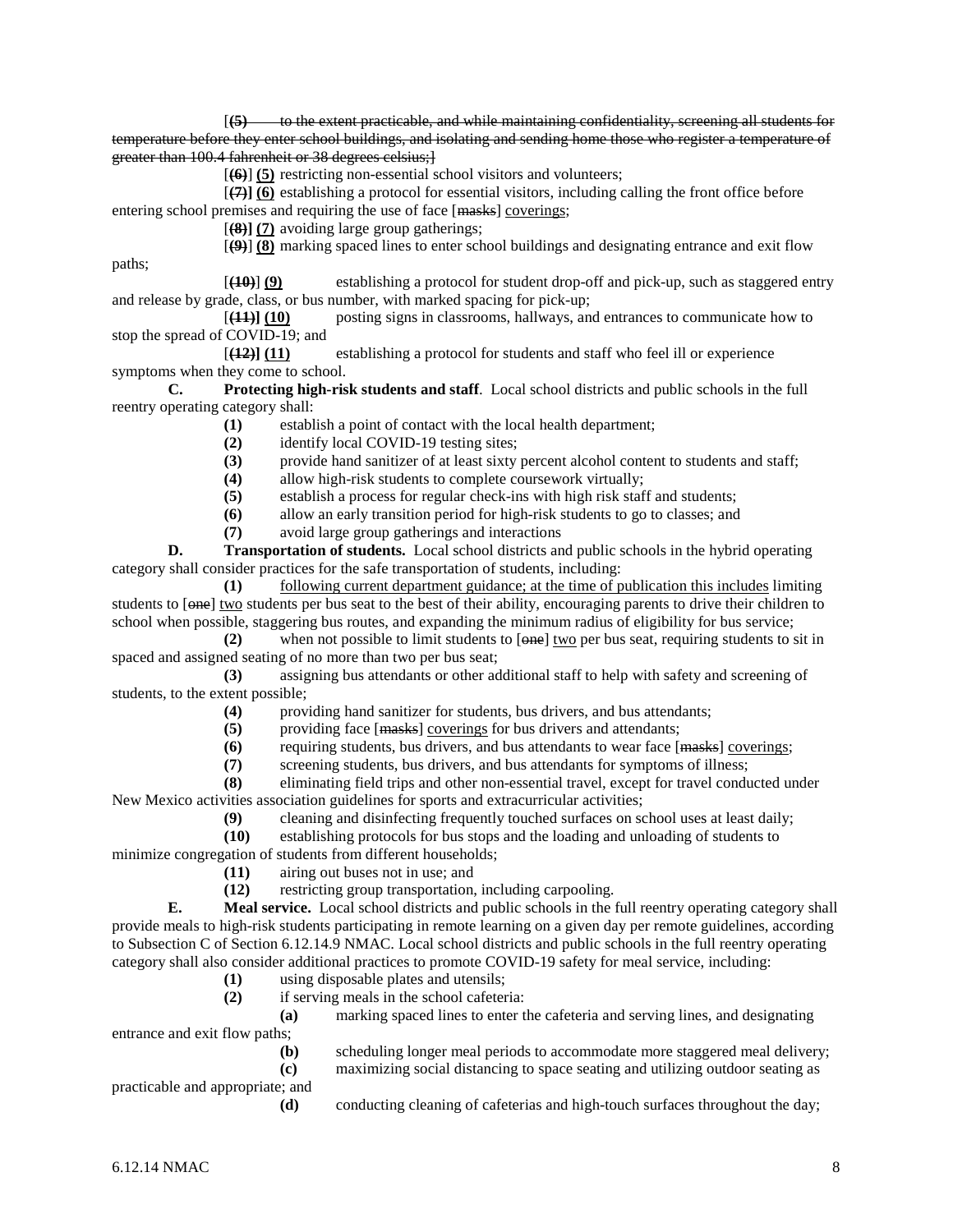[~~**(5)** to the extent practicable, and while maintaining confidentiality, screening all students for temperature before they enter school buildings, and isolating and sending home those who register a temperature of greater than 100.4 fahrenheit or 38 degrees celsius;~~]

[~~**(6)**~~] **(5)** restricting non-essential school visitors and volunteers;

[~~**(7)**~~] **(6)** establishing a protocol for essential visitors, including calling the front office before entering school premises and requiring the use of face [~~masks~~] coverings;

[~~**(8)**~~] **(7)** avoiding large group gatherings;

[~~**(9)**~~] **(8)** marking spaced lines to enter school buildings and designating entrance and exit flow paths;

[~~**(10)**~~] **(9)** establishing a protocol for student drop-off and pick-up, such as staggered entry and release by grade, class, or bus number, with marked spacing for pick-up;

[~~**(11)**~~] **(10)** posting signs in classrooms, hallways, and entrances to communicate how to stop the spread of COVID-19; and

[~~**(12)**~~] **(11)** establishing a protocol for students and staff who feel ill or experience symptoms when they come to school.

**C. Protecting high-risk students and staff**. Local school districts and public schools in the full reentry operating category shall:

**(1)** establish a point of contact with the local health department;

**(2)** identify local COVID-19 testing sites;

**(3)** provide hand sanitizer of at least sixty percent alcohol content to students and staff;

**(4)** allow high-risk students to complete coursework virtually;

**(5)** establish a process for regular check-ins with high risk staff and students;

**(6)** allow an early transition period for high-risk students to go to classes; and

**(7)** avoid large group gatherings and interactions

**D. Transportation of students.** Local school districts and public schools in the hybrid operating category shall consider practices for the safe transportation of students, including:

**(1)** following current department guidance; at the time of publication this includes limiting students to [~~one~~] two students per bus seat to the best of their ability, encouraging parents to drive their children to school when possible, staggering bus routes, and expanding the minimum radius of eligibility for bus service;

**(2)** when not possible to limit students to [~~one~~] two per bus seat, requiring students to sit in spaced and assigned seating of no more than two per bus seat;

**(3)** assigning bus attendants or other additional staff to help with safety and screening of students, to the extent possible;

**(4)** providing hand sanitizer for students, bus drivers, and bus attendants;

**(5)** providing face [~~masks~~] coverings for bus drivers and attendants;

**(6)** requiring students, bus drivers, and bus attendants to wear face [~~masks~~] coverings;

**(7)** screening students, bus drivers, and bus attendants for symptoms of illness;

**(8)** eliminating field trips and other non-essential travel, except for travel conducted under New Mexico activities association guidelines for sports and extracurricular activities;

**(9)** cleaning and disinfecting frequently touched surfaces on school uses at least daily;

**(10)** establishing protocols for bus stops and the loading and unloading of students to minimize congregation of students from different households;

**(11)** airing out buses not in use; and

**(12)** restricting group transportation, including carpooling.

**E. Meal service.** Local school districts and public schools in the full reentry operating category shall provide meals to high-risk students participating in remote learning on a given day per remote guidelines, according to Subsection C of Section 6.12.14.9 NMAC. Local school districts and public schools in the full reentry operating category shall also consider additional practices to promote COVID-19 safety for meal service, including:

**(1)** using disposable plates and utensils;

**(2)** if serving meals in the school cafeteria:

**(a)** marking spaced lines to enter the cafeteria and serving lines, and designating entrance and exit flow paths;

**(b)** scheduling longer meal periods to accommodate more staggered meal delivery;

**(c)** maximizing social distancing to space seating and utilizing outdoor seating as practicable and appropriate; and

**(d)** conducting cleaning of cafeterias and high-touch surfaces throughout the day;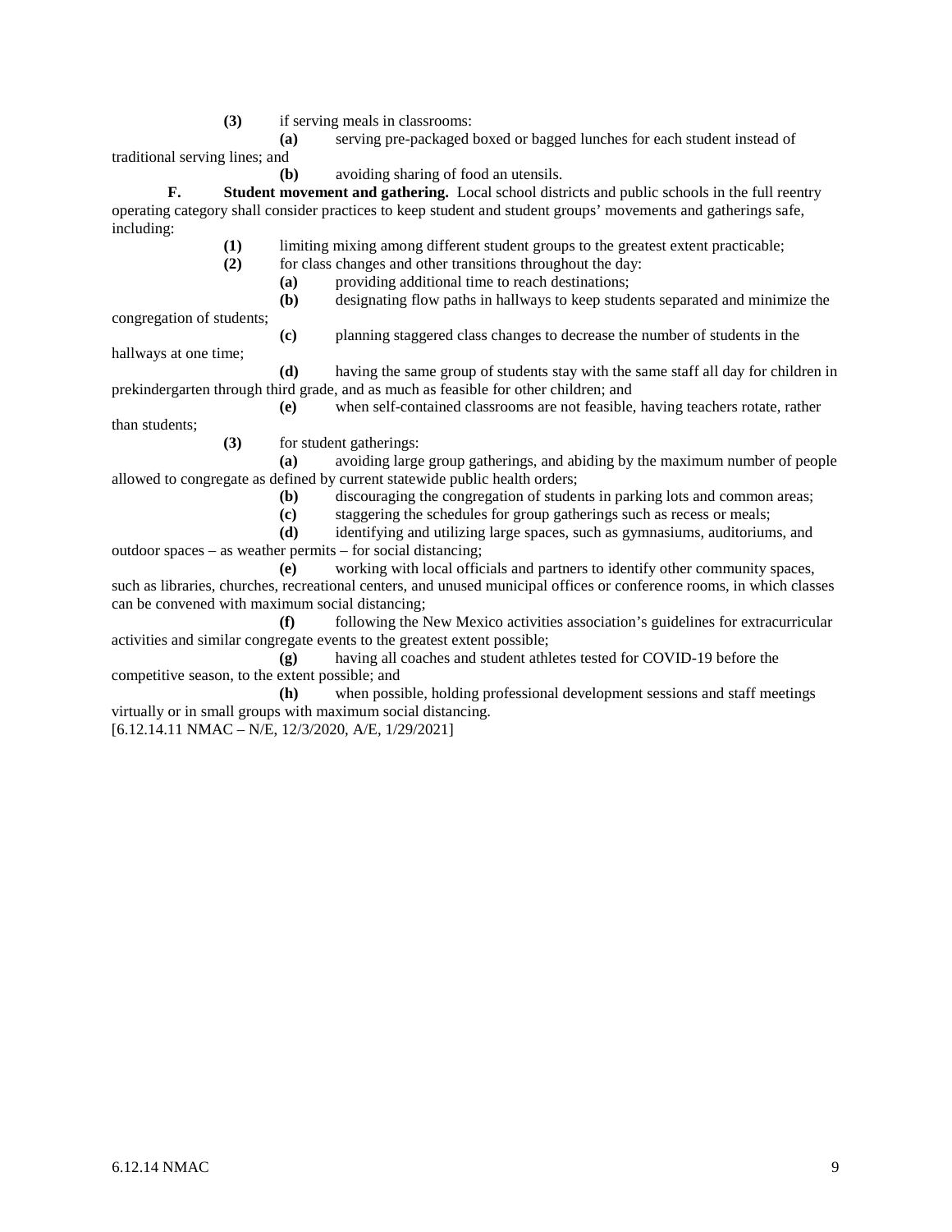**(3)** if serving meals in classrooms:

**(a)** serving pre-packaged boxed or bagged lunches for each student instead of traditional serving lines; and

**(b)** avoiding sharing of food an utensils.

**F. Student movement and gathering.** Local school districts and public schools in the full reentry operating category shall consider practices to keep student and student groups' movements and gatherings safe, including:

**(1)** limiting mixing among different student groups to the greatest extent practicable;

**(2)** for class changes and other transitions throughout the day:

**(a)** providing additional time to reach destinations;

**(b)** designating flow paths in hallways to keep students separated and minimize the congregation of students;

**(c)** planning staggered class changes to decrease the number of students in the hallways at one time;

**(d)** having the same group of students stay with the same staff all day for children in prekindergarten through third grade, and as much as feasible for other children; and

**(e)** when self-contained classrooms are not feasible, having teachers rotate, rather than students;

**(3)** for student gatherings:

**(a)** avoiding large group gatherings, and abiding by the maximum number of people allowed to congregate as defined by current statewide public health orders;

**(b)** discouraging the congregation of students in parking lots and common areas;

**(c)** staggering the schedules for group gatherings such as recess or meals;

**(d)** identifying and utilizing large spaces, such as gymnasiums, auditoriums, and outdoor spaces – as weather permits – for social distancing;

**(e)** working with local officials and partners to identify other community spaces, such as libraries, churches, recreational centers, and unused municipal offices or conference rooms, in which classes can be convened with maximum social distancing;

**(f)** following the New Mexico activities association's guidelines for extracurricular activities and similar congregate events to the greatest extent possible;

**(g)** having all coaches and student athletes tested for COVID-19 before the competitive season, to the extent possible; and

**(h)** when possible, holding professional development sessions and staff meetings virtually or in small groups with maximum social distancing.

[6.12.14.11 NMAC – N/E, 12/3/2020, A/E, 1/29/2021]